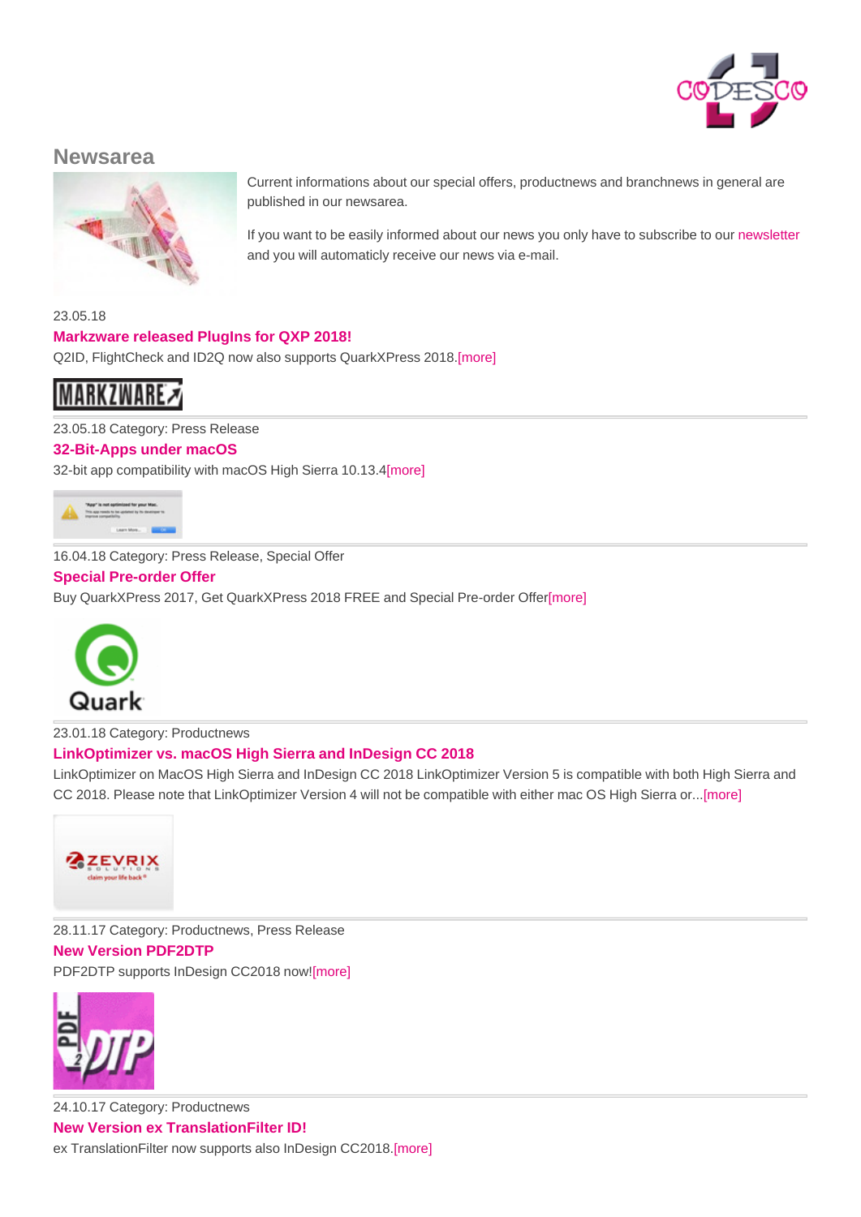# Newsarea

Current informations about our special offers, productnews and branchnews in general are published in our newsarea.

If you want to be easily informed about our news you only have to subscribe to our newsletter and you will automaticly receive our news via e-mail.

23.05.18

### Markzware released PlugIns for QXP 2018!

Q2ID, FlightCheck and ID2Q now also supports QuarkXPress 2018.[more]

23.05.18 Category: Press Release

### 32-Bit-Apps under macOS

32-bit app compatibility with macOS High Sierra 10.13.4[more]

16.04.18 Category: Press Release, Special Offer

### Special Pre-order Offer

Buy QuarkXPress 2017, Get QuarkXPress 2018 FREE and Special Pre-order Offer[more]

23.01.18 Category: Productnews

### LinkOptimizer vs. macOS High Sierra and InDesign CC 2018

LinkOptimizer on MacOS High Sierra and InDesign CC 2018 LinkOptimizer Version 5 is compatible with both High Sierra and CC 2018. Please note that LinkOptimizer Version 4 will not be compatible with either mac OS High Sierra or...[more]

28.11.17 Category: Productnews, Press Release

### New Version PDF2DTP

PDF2DTP supports InDesign CC2018 now![more]

24.10.17 Category: Productnews

### New Version ex TranslationFilter ID!

ex TranslationFilter now supports also InDesign CC2018.[more]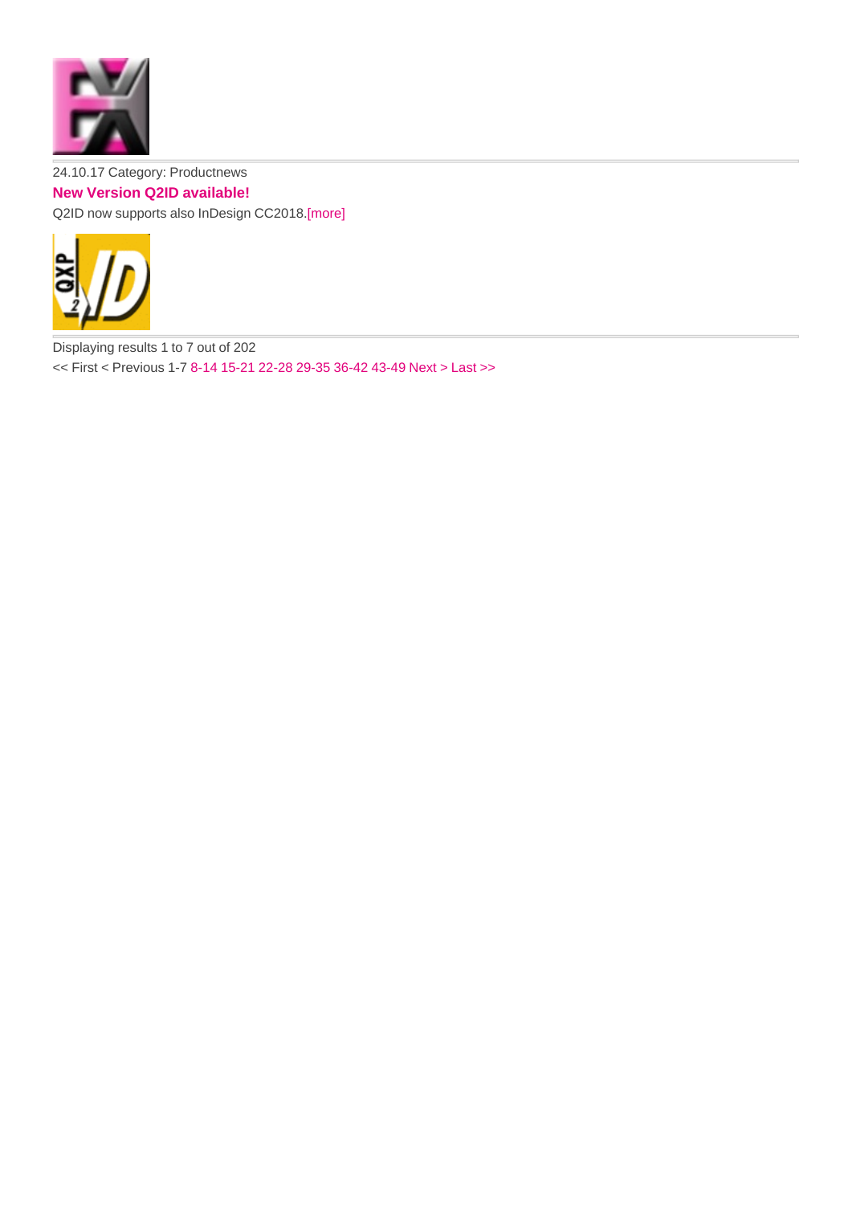24.10.17 Category: Productnews

**New Version Q2ID available!**

Q2ID now supports also InDesign CC2018.[more]

Displaying results 1 to 7 out of 202

<< First < Previous 1-7 8-14 15-21 22-28 29-35 36-42 43-49 Next > Last >>